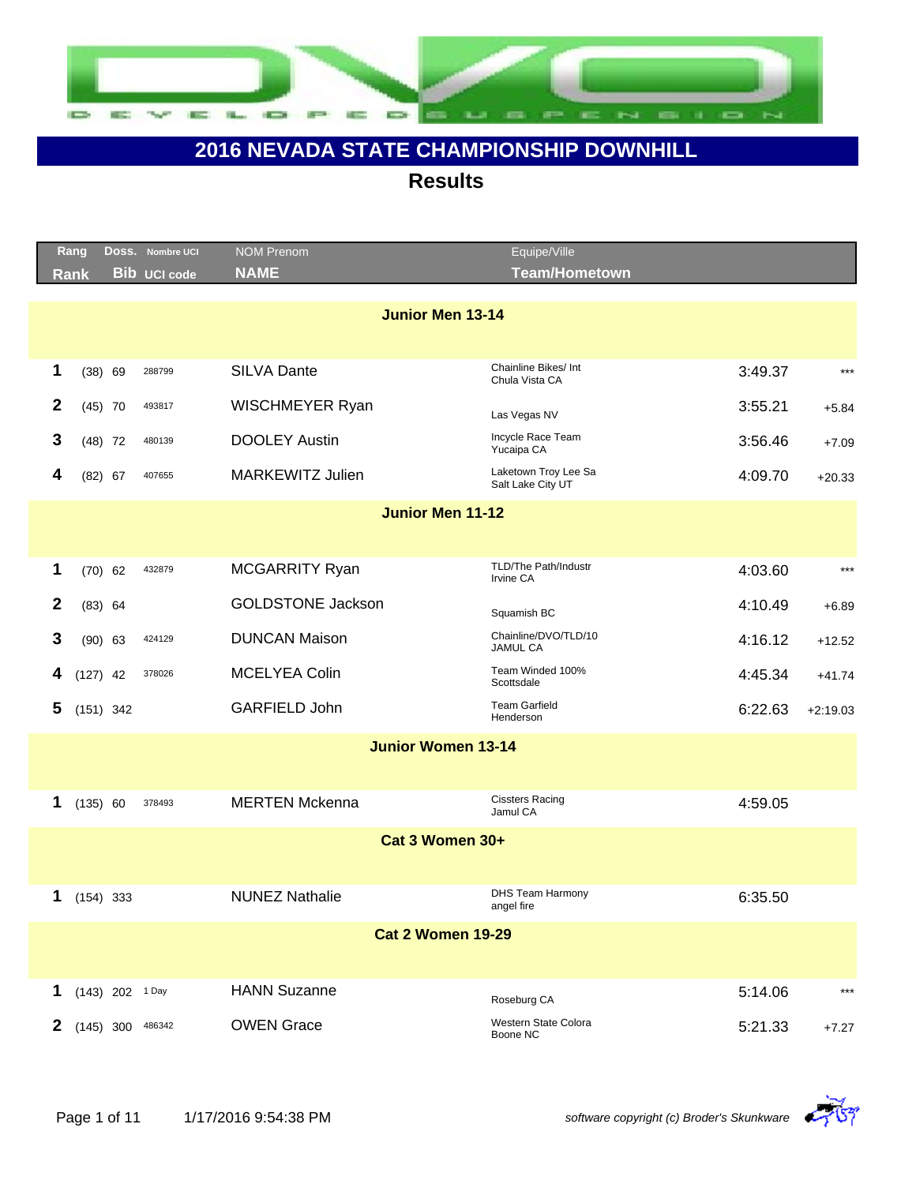# 2016 NEVADA STATE CHAMPIONSHIP DOWNHILL

## Results

| Rang / Rank | | Doss. / Bib | Nombre UCI / UCI code | NOM Prenom / NAME | Equipe/Ville / Team/Hometown | | |
|---|---|---|---|---|---|---|---|
| **Junior Men 13-14** | | | | | | | |
| 1 | (38) | 69 | 288799 | SILVA Dante | Chainline Bikes/ Int Chula Vista CA | 3:49.37 | *** |
| 2 | (45) | 70 | 493817 | WISCHMEYER Ryan | Las Vegas NV | 3:55.21 | +5.84 |
| 3 | (48) | 72 | 480139 | DOOLEY Austin | Incycle Race Team Yucaipa CA | 3:56.46 | +7.09 |
| 4 | (82) | 67 | 407655 | MARKEWITZ Julien | Laketown Troy Lee Sa Salt Lake City UT | 4:09.70 | +20.33 |
| **Junior Men 11-12** | | | | | | | |
| 1 | (70) | 62 | 432879 | MCGARRITY Ryan | TLD/The Path/Industr Irvine CA | 4:03.60 | *** |
| 2 | (83) | 64 | | GOLDSTONE Jackson | Squamish BC | 4:10.49 | +6.89 |
| 3 | (90) | 63 | 424129 | DUNCAN Maison | Chainline/DVO/TLD/10 JAMUL CA | 4:16.12 | +12.52 |
| 4 | (127) | 42 | 378026 | MCELYEA Colin | Team Winded 100% Scottsdale | 4:45.34 | +41.74 |
| 5 | (151) | 342 | | GARFIELD John | Team Garfield Henderson | 6:22.63 | +2:19.03 |
| **Junior Women 13-14** | | | | | | | |
| 1 | (135) | 60 | 378493 | MERTEN Mckenna | Cissters Racing Jamul CA | 4:59.05 | |
| **Cat 3 Women 30+** | | | | | | | |
| 1 | (154) | 333 | | NUNEZ Nathalie | DHS Team Harmony angel fire | 6:35.50 | |
| **Cat 2 Women 19-29** | | | | | | | |
| 1 | (143) | 202 | 1 Day | HANN Suzanne | Roseburg CA | 5:14.06 | *** |
| 2 | (145) | 300 | 486342 | OWEN Grace | Western State Colora Boone NC | 5:21.33 | +7.27 |

1/17/2016 9:54:38 PM

*software copyright (c) Broder's Skunkware*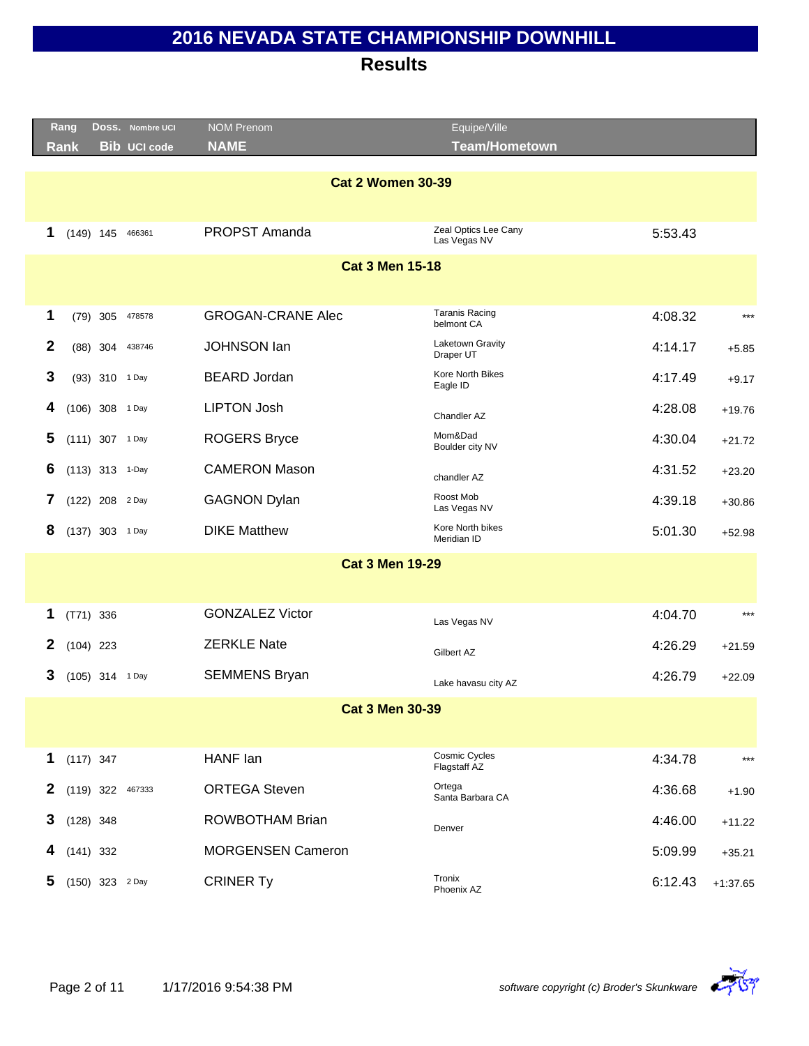# 2016 NEVADA STATE CHAMPIONSHIP DOWNHILL

## Results

| Rang<br>Rank | | Doss.<br>Bib | Nombre UCI<br>UCI code | NOM Prenom<br>NAME | Equipe/Ville<br>Team/Hometown | | |
|---|---|---|---|---|---|---|---|
| **Cat 2 Women 30-39** | | | | | | | |
| 1 | (149) | 145 | 466361 | PROPST Amanda | Zeal Optics Lee Cany<br>Las Vegas NV | 5:53.43 | |
| **Cat 3 Men 15-18** | | | | | | | |
| 1 | (79) | 305 | 478578 | GROGAN-CRANE Alec | Taranis Racing<br>belmont CA | 4:08.32 | *** |
| 2 | (88) | 304 | 438746 | JOHNSON Ian | Laketown Gravity<br>Draper UT | 4:14.17 | +5.85 |
| 3 | (93) | 310 | 1 Day | BEARD Jordan | Kore North Bikes<br>Eagle ID | 4:17.49 | +9.17 |
| 4 | (106) | 308 | 1 Day | LIPTON Josh | Chandler AZ | 4:28.08 | +19.76 |
| 5 | (111) | 307 | 1 Day | ROGERS Bryce | Mom&Dad<br>Boulder city NV | 4:30.04 | +21.72 |
| 6 | (113) | 313 | 1-Day | CAMERON Mason | chandler AZ | 4:31.52 | +23.20 |
| 7 | (122) | 208 | 2 Day | GAGNON Dylan | Roost Mob<br>Las Vegas NV | 4:39.18 | +30.86 |
| 8 | (137) | 303 | 1 Day | DIKE Matthew | Kore North bikes<br>Meridian ID | 5:01.30 | +52.98 |
| **Cat 3 Men 19-29** | | | | | | | |
| 1 | (T71) | 336 | | GONZALEZ Victor | Las Vegas NV | 4:04.70 | *** |
| 2 | (104) | 223 | | ZERKLE Nate | Gilbert AZ | 4:26.29 | +21.59 |
| 3 | (105) | 314 | 1 Day | SEMMENS Bryan | Lake havasu city AZ | 4:26.79 | +22.09 |
| **Cat 3 Men 30-39** | | | | | | | |
| 1 | (117) | 347 | | HANF Ian | Cosmic Cycles<br>Flagstaff AZ | 4:34.78 | *** |
| 2 | (119) | 322 | 467333 | ORTEGA Steven | Ortega<br>Santa Barbara CA | 4:36.68 | +1.90 |
| 3 | (128) | 348 | | ROWBOTHAM Brian | Denver | 4:46.00 | +11.22 |
| 4 | (141) | 332 | | MORGENSEN Cameron | | 5:09.99 | +35.21 |
| 5 | (150) | 323 | 2 Day | CRINER Ty | Tronix<br>Phoenix AZ | 6:12.43 | +1:37.65 |

1/17/2016 9:54:38 PM

*software copyright (c) Broder's Skunkware*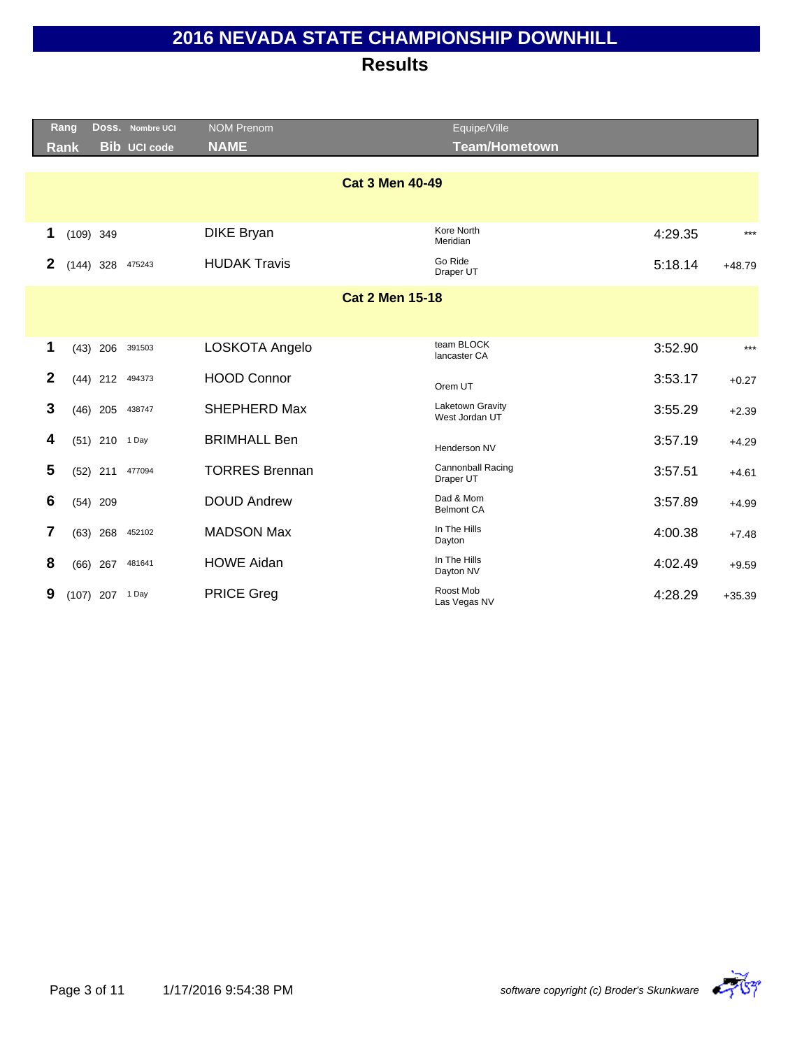# 2016 NEVADA STATE CHAMPIONSHIP DOWNHILL

## Results

| Rang<br>Rank | Doss.<br>Bib | Nombre UCI<br>UCI code | NOM Prenom<br>NAME | Equipe/Ville<br>Team/Hometown | | |
|---|---|---|---|---|---|---|
| | | | **Cat 3 Men 40-49** | | | |
| 1 | (109) 349 | | DIKE Bryan | Kore North<br>Meridian | 4:29.35 | *** |
| 2 | (144) 328 | 475243 | HUDAK Travis | Go Ride<br>Draper UT | 5:18.14 | +48.79 |
| | | | **Cat 2 Men 15-18** | | | |
| 1 | (43) 206 | 391503 | LOSKOTA Angelo | team BLOCK<br>lancaster CA | 3:52.90 | *** |
| 2 | (44) 212 | 494373 | HOOD Connor | Orem UT | 3:53.17 | +0.27 |
| 3 | (46) 205 | 438747 | SHEPHERD Max | Laketown Gravity<br>West Jordan UT | 3:55.29 | +2.39 |
| 4 | (51) 210 | 1 Day | BRIMHALL Ben | Henderson NV | 3:57.19 | +4.29 |
| 5 | (52) 211 | 477094 | TORRES Brennan | Cannonball Racing<br>Draper UT | 3:57.51 | +4.61 |
| 6 | (54) 209 | | DOUD Andrew | Dad & Mom<br>Belmont CA | 3:57.89 | +4.99 |
| 7 | (63) 268 | 452102 | MADSON Max | In The Hills<br>Dayton | 4:00.38 | +7.48 |
| 8 | (66) 267 | 481641 | HOWE Aidan | In The Hills<br>Dayton NV | 4:02.49 | +9.59 |
| 9 | (107) 207 | 1 Day | PRICE Greg | Roost Mob<br>Las Vegas NV | 4:28.29 | +35.39 |

1/17/2016 9:54:38 PM

*software copyright (c) Broder's Skunkware*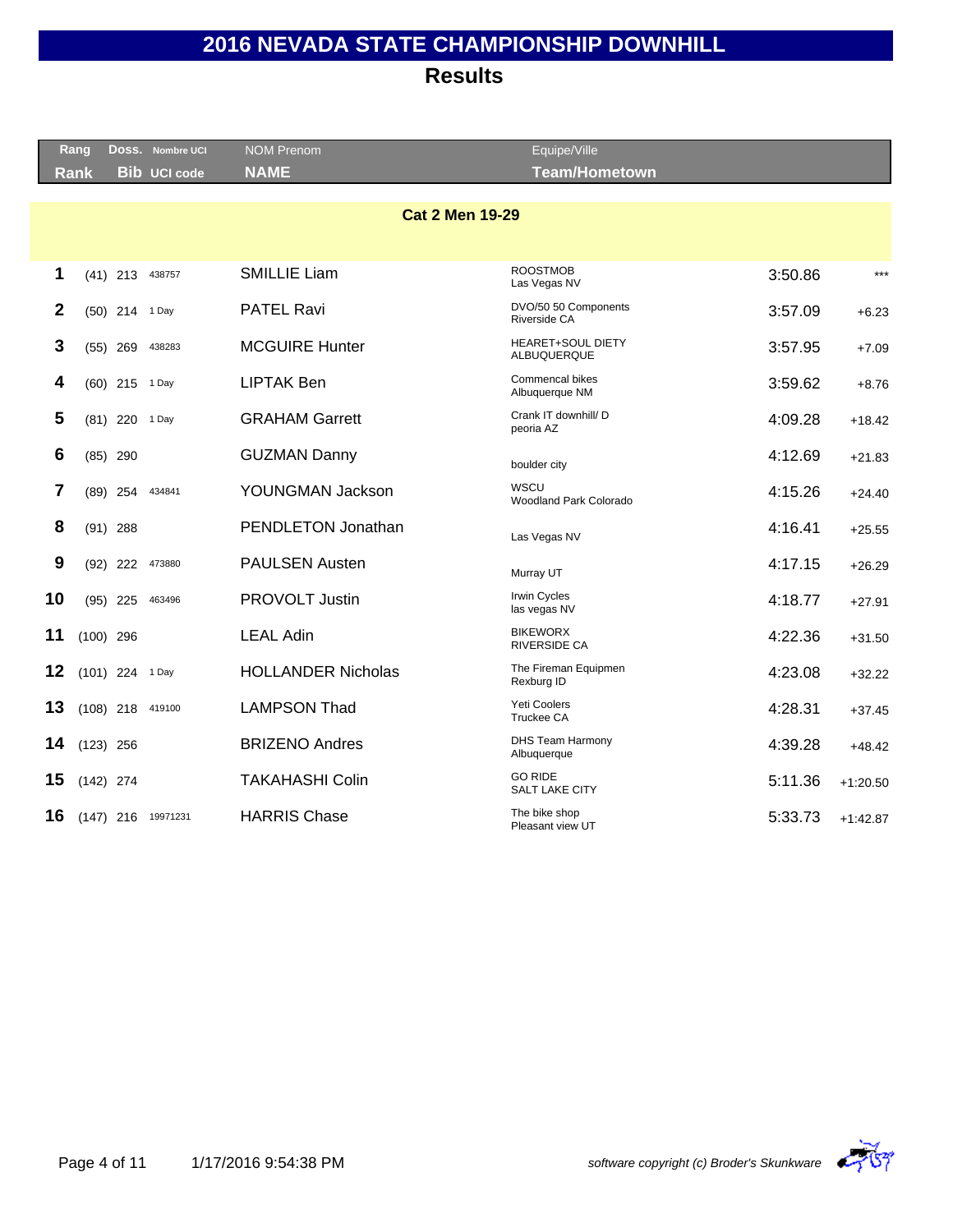# 2016 NEVADA STATE CHAMPIONSHIP DOWNHILL

## Results

| Rang<br>Rank | | Doss.<br>Bib | Nombre UCI<br>UCI code | NOM Prenom<br>NAME | Equipe/Ville<br>Team/Hometown | | |
|---|---|---|---|---|---|---|---|
| **Cat 2 Men 19-29** | | | | | | | |
| 1 | (41) | 213 | 438757 | SMILLIE Liam | ROOSTMOB<br>Las Vegas NV | 3:50.86 | *** |
| 2 | (50) | 214 | 1 Day | PATEL Ravi | DVO/50 50 Components<br>Riverside CA | 3:57.09 | +6.23 |
| 3 | (55) | 269 | 438283 | MCGUIRE Hunter | HEARET+SOUL DIETY<br>ALBUQUERQUE | 3:57.95 | +7.09 |
| 4 | (60) | 215 | 1 Day | LIPTAK Ben | Commencal bikes<br>Albuquerque NM | 3:59.62 | +8.76 |
| 5 | (81) | 220 | 1 Day | GRAHAM Garrett | Crank IT downhill/ D<br>peoria AZ | 4:09.28 | +18.42 |
| 6 | (85) | 290 | | GUZMAN Danny | boulder city | 4:12.69 | +21.83 |
| 7 | (89) | 254 | 434841 | YOUNGMAN Jackson | WSCU<br>Woodland Park Colorado | 4:15.26 | +24.40 |
| 8 | (91) | 288 | | PENDLETON Jonathan | Las Vegas NV | 4:16.41 | +25.55 |
| 9 | (92) | 222 | 473880 | PAULSEN Austen | Murray UT | 4:17.15 | +26.29 |
| 10 | (95) | 225 | 463496 | PROVOLT Justin | Irwin Cycles<br>las vegas NV | 4:18.77 | +27.91 |
| 11 | (100) | 296 | | LEAL Adin | BIKEWORX<br>RIVERSIDE CA | 4:22.36 | +31.50 |
| 12 | (101) | 224 | 1 Day | HOLLANDER Nicholas | The Fireman Equipmen<br>Rexburg ID | 4:23.08 | +32.22 |
| 13 | (108) | 218 | 419100 | LAMPSON Thad | Yeti Coolers<br>Truckee CA | 4:28.31 | +37.45 |
| 14 | (123) | 256 | | BRIZENO Andres | DHS Team Harmony<br>Albuquerque | 4:39.28 | +48.42 |
| 15 | (142) | 274 | | TAKAHASHI Colin | GO RIDE<br>SALT LAKE CITY | 5:11.36 | +1:20.50 |
| 16 | (147) | 216 | 19971231 | HARRIS Chase | The bike shop<br>Pleasant view UT | 5:33.73 | +1:42.87 |

1/17/2016 9:54:38 PM

*software copyright (c) Broder's Skunkware*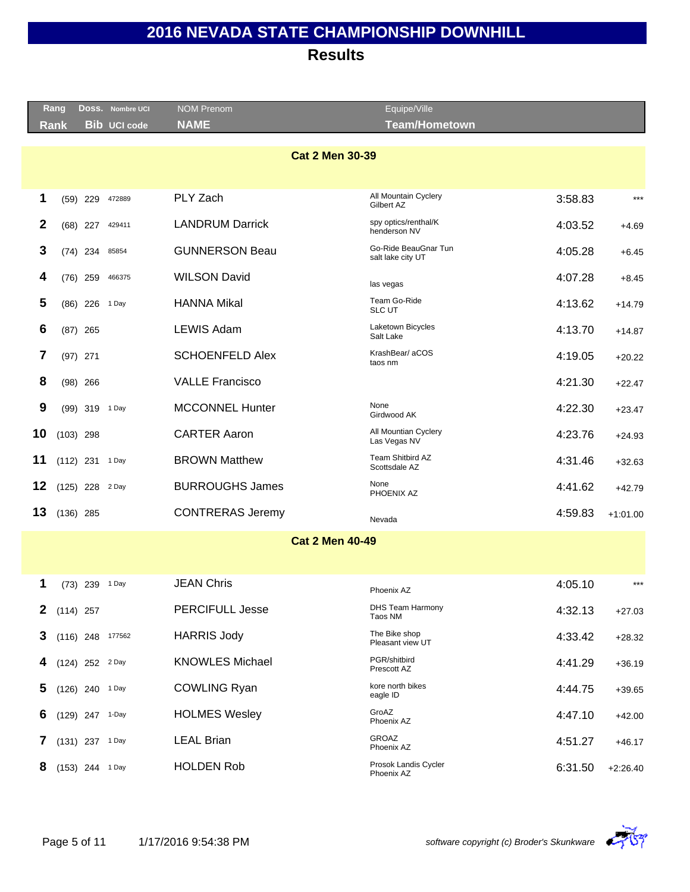# 2016 NEVADA STATE CHAMPIONSHIP DOWNHILL

## Results

| Rang Rank | | Doss. Bib | Nombre UCI UCI code | NOM Prenom NAME | Equipe/Ville Team/Hometown | | |
|---|---|---|---|---|---|---|---|
| **Cat 2 Men 30-39** | | | | | | | |
| 1 | (59) | 229 | 472889 | PLY Zach | All Mountain Cyclery Gilbert AZ | 3:58.83 | *** |
| 2 | (68) | 227 | 429411 | LANDRUM Darrick | spy optics/renthal/K henderson NV | 4:03.52 | +4.69 |
| 3 | (74) | 234 | 85854 | GUNNERSON Beau | Go-Ride BeauGnar Tun salt lake city UT | 4:05.28 | +6.45 |
| 4 | (76) | 259 | 466375 | WILSON David | las vegas | 4:07.28 | +8.45 |
| 5 | (86) | 226 | 1 Day | HANNA Mikal | Team Go-Ride SLC UT | 4:13.62 | +14.79 |
| 6 | (87) | 265 | | LEWIS Adam | Laketown Bicycles Salt Lake | 4:13.70 | +14.87 |
| 7 | (97) | 271 | | SCHOENFELD Alex | KrashBear/ aCOS taos nm | 4:19.05 | +20.22 |
| 8 | (98) | 266 | | VALLE Francisco | | 4:21.30 | +22.47 |
| 9 | (99) | 319 | 1 Day | MCCONNEL Hunter | None Girdwood AK | 4:22.30 | +23.47 |
| 10 | (103) | 298 | | CARTER Aaron | All Mountian Cyclery Las Vegas NV | 4:23.76 | +24.93 |
| 11 | (112) | 231 | 1 Day | BROWN Matthew | Team Shitbird AZ Scottsdale AZ | 4:31.46 | +32.63 |
| 12 | (125) | 228 | 2 Day | BURROUGHS James | None PHOENIX AZ | 4:41.62 | +42.79 |
| 13 | (136) | 285 | | CONTRERAS Jeremy | Nevada | 4:59.83 | +1:01.00 |
| **Cat 2 Men 40-49** | | | | | | | |
| 1 | (73) | 239 | 1 Day | JEAN Chris | Phoenix AZ | 4:05.10 | *** |
| 2 | (114) | 257 | | PERCIFULL Jesse | DHS Team Harmony Taos NM | 4:32.13 | +27.03 |
| 3 | (116) | 248 | 177562 | HARRIS Jody | The Bike shop Pleasant view UT | 4:33.42 | +28.32 |
| 4 | (124) | 252 | 2 Day | KNOWLES Michael | PGR/shitbird Prescott AZ | 4:41.29 | +36.19 |
| 5 | (126) | 240 | 1 Day | COWLING Ryan | kore north bikes eagle ID | 4:44.75 | +39.65 |
| 6 | (129) | 247 | 1-Day | HOLMES Wesley | GroAZ Phoenix AZ | 4:47.10 | +42.00 |
| 7 | (131) | 237 | 1 Day | LEAL Brian | GROAZ Phoenix AZ | 4:51.27 | +46.17 |
| 8 | (153) | 244 | 1 Day | HOLDEN Rob | Prosok Landis Cycler Phoenix AZ | 6:31.50 | +2:26.40 |

1/17/2016 9:54:38 PM

*software copyright (c) Broder's Skunkware*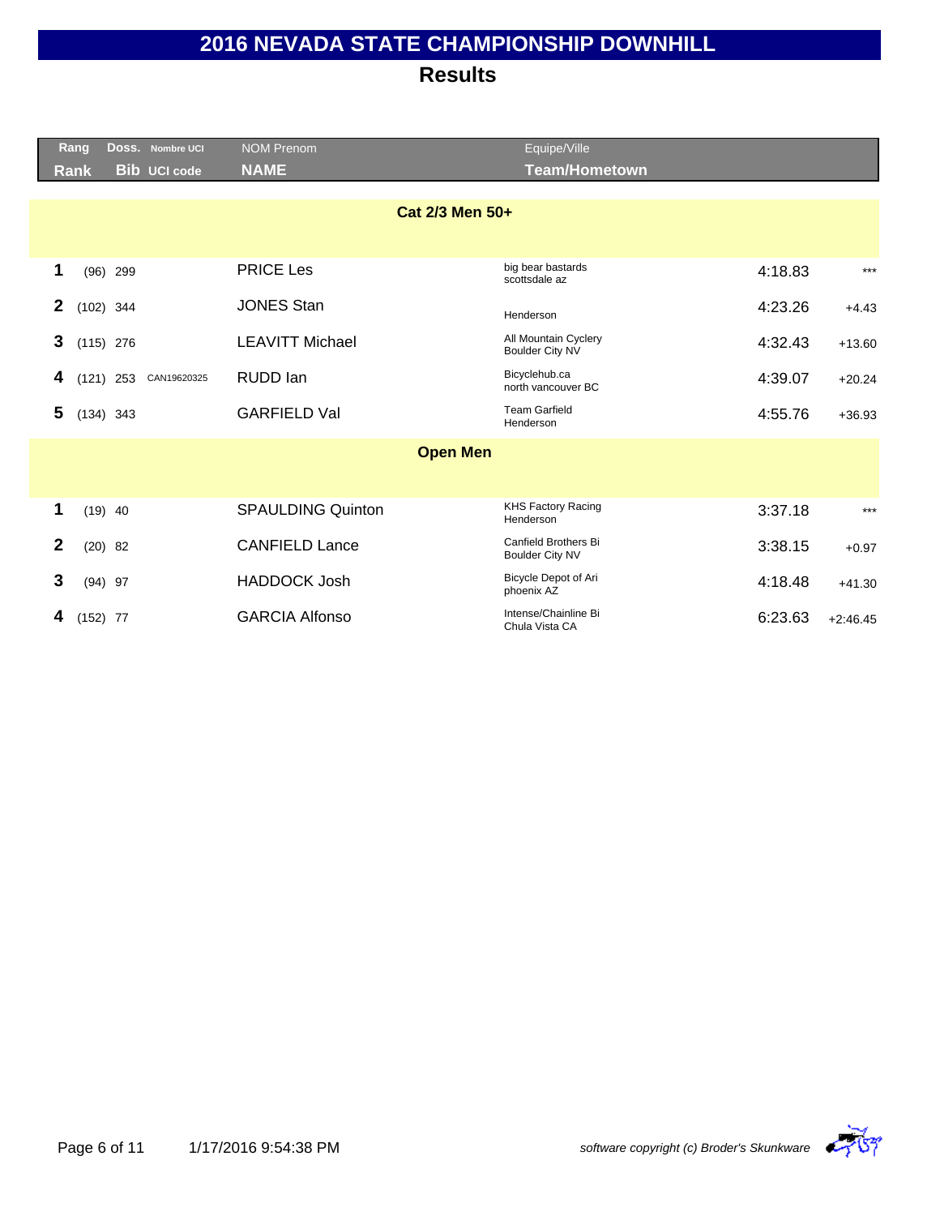# 2016 NEVADA STATE CHAMPIONSHIP DOWNHILL

## Results

| Rang<br>Rank | Doss.<br>Bib | Nombre UCI<br>UCI code | NOM Prenom<br>NAME | Equipe/Ville<br>Team/Hometown | | |
|---|---|---|---|---|---|---|
| **Cat 2/3 Men 50+** | | | | | | |
| 1 | (96) 299 | | PRICE Les | big bear bastards<br>scottsdale az | 4:18.83 | *** |
| 2 | (102) 344 | | JONES Stan | Henderson | 4:23.26 | +4.43 |
| 3 | (115) 276 | | LEAVITT Michael | All Mountain Cyclery<br>Boulder City NV | 4:32.43 | +13.60 |
| 4 | (121) 253 | CAN19620325 | RUDD Ian | Bicyclehub.ca<br>north vancouver BC | 4:39.07 | +20.24 |
| 5 | (134) 343 | | GARFIELD Val | Team Garfield<br>Henderson | 4:55.76 | +36.93 |
| **Open Men** | | | | | | |
| 1 | (19) 40 | | SPAULDING Quinton | KHS Factory Racing<br>Henderson | 3:37.18 | *** |
| 2 | (20) 82 | | CANFIELD Lance | Canfield Brothers Bi<br>Boulder City NV | 3:38.15 | +0.97 |
| 3 | (94) 97 | | HADDOCK Josh | Bicycle Depot of Ari<br>phoenix AZ | 4:18.48 | +41.30 |
| 4 | (152) 77 | | GARCIA Alfonso | Intense/Chainline Bi<br>Chula Vista CA | 6:23.63 | +2:46.45 |

1/17/2016 9:54:38 PM

*software copyright (c) Broder's Skunkware*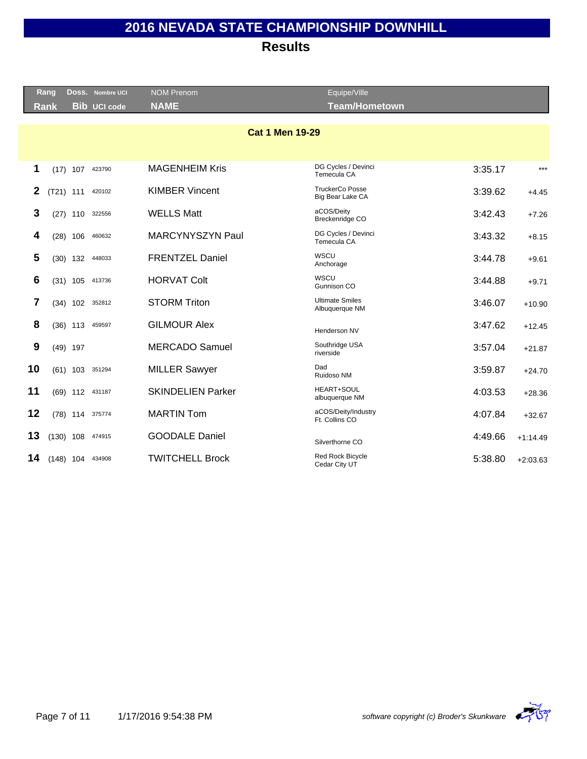# 2016 NEVADA STATE CHAMPIONSHIP DOWNHILL

## Results

| Rang Rank | | Doss. Bib | Nombre UCI UCI code | NOM Prenom NAME | Equipe/Ville Team/Hometown | | |
|---|---|---|---|---|---|---|---|

### Cat 1 Men 19-29

| Rank | | Bib | UCI code | NAME | Team/Hometown | Time | Gap |
|---|---|---|---|---|---|---|---|
| 1 | (17) | 107 | 423790 | MAGENHEIM Kris | DG Cycles / Devinci<br>Temecula CA | 3:35.17 | *** |
| 2 | (T21) | 111 | 420102 | KIMBER Vincent | TruckerCo Posse<br>Big Bear Lake CA | 3:39.62 | +4.45 |
| 3 | (27) | 110 | 322556 | WELLS Matt | aCOS/Deity<br>Breckenridge CO | 3:42.43 | +7.26 |
| 4 | (28) | 106 | 460632 | MARCYNYSZYN Paul | DG Cycles / Devinci<br>Temecula CA | 3:43.32 | +8.15 |
| 5 | (30) | 132 | 448033 | FRENTZEL Daniel | WSCU<br>Anchorage | 3:44.78 | +9.61 |
| 6 | (31) | 105 | 413736 | HORVAT Colt | WSCU<br>Gunnison CO | 3:44.88 | +9.71 |
| 7 | (34) | 102 | 352812 | STORM Triton | Ultimate Smiles<br>Albuquerque NM | 3:46.07 | +10.90 |
| 8 | (36) | 113 | 459597 | GILMOUR Alex | Henderson NV | 3:47.62 | +12.45 |
| 9 | (49) | 197 | | MERCADO Samuel | Southridge USA<br>riverside | 3:57.04 | +21.87 |
| 10 | (61) | 103 | 351294 | MILLER Sawyer | Dad<br>Ruidoso NM | 3:59.87 | +24.70 |
| 11 | (69) | 112 | 431187 | SKINDELIEN Parker | HEART+SOUL<br>albuquerque NM | 4:03.53 | +28.36 |
| 12 | (78) | 114 | 375774 | MARTIN Tom | aCOS/Deity/Industry<br>Ft. Collins CO | 4:07.84 | +32.67 |
| 13 | (130) | 108 | 474915 | GOODALE Daniel | Silverthorne CO | 4:49.66 | +1:14.49 |
| 14 | (148) | 104 | 434908 | TWITCHELL Brock | Red Rock Bicycle<br>Cedar City UT | 5:38.80 | +2:03.63 |

1/17/2016 9:54:38 PM

*software copyright (c) Broder's Skunkware*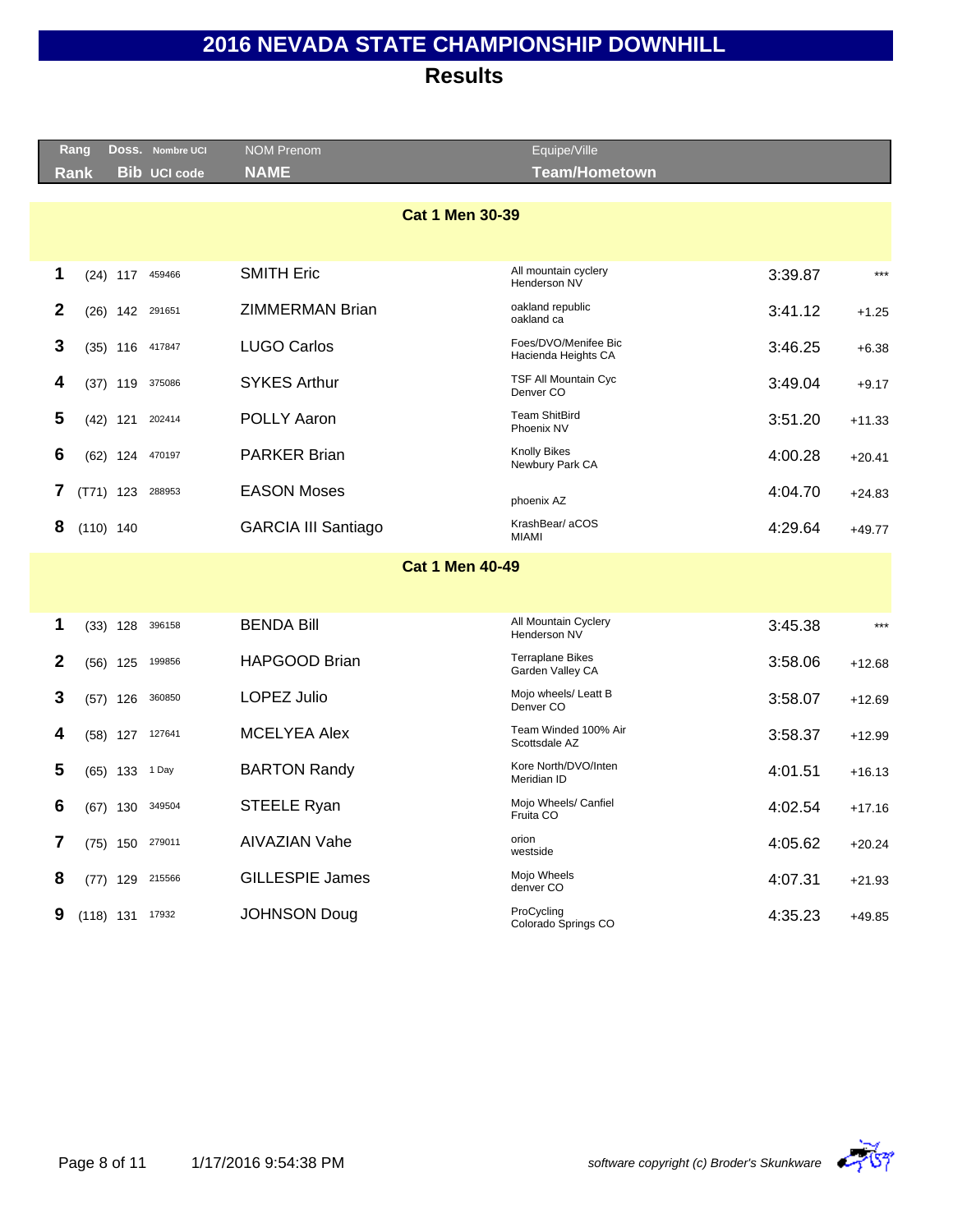# 2016 NEVADA STATE CHAMPIONSHIP DOWNHILL

## Results

| Rang Rank | | Doss. Bib | Nombre UCI UCI code | NOM Prenom NAME | Equipe/Ville Team/Hometown | | |
|---|---|---|---|---|---|---|---|
| **Cat 1 Men 30-39** | | | | | | | |
| **1** | (24) | 117 | 459466 | SMITH Eric | All mountain cyclery Henderson NV | 3:39.87 | *** |
| **2** | (26) | 142 | 291651 | ZIMMERMAN Brian | oakland republic oakland ca | 3:41.12 | +1.25 |
| **3** | (35) | 116 | 417847 | LUGO Carlos | Foes/DVO/Menifee Bic Hacienda Heights CA | 3:46.25 | +6.38 |
| **4** | (37) | 119 | 375086 | SYKES Arthur | TSF All Mountain Cyc Denver CO | 3:49.04 | +9.17 |
| **5** | (42) | 121 | 202414 | POLLY Aaron | Team ShitBird Phoenix NV | 3:51.20 | +11.33 |
| **6** | (62) | 124 | 470197 | PARKER Brian | Knolly Bikes Newbury Park CA | 4:00.28 | +20.41 |
| **7** | (T71) | 123 | 288953 | EASON Moses | phoenix AZ | 4:04.70 | +24.83 |
| **8** | (110) | 140 | | GARCIA III Santiago | KrashBear/ aCOS MIAMI | 4:29.64 | +49.77 |
| **Cat 1 Men 40-49** | | | | | | | |
| **1** | (33) | 128 | 396158 | BENDA Bill | All Mountain Cyclery Henderson NV | 3:45.38 | *** |
| **2** | (56) | 125 | 199856 | HAPGOOD Brian | Terraplane Bikes Garden Valley CA | 3:58.06 | +12.68 |
| **3** | (57) | 126 | 360850 | LOPEZ Julio | Mojo wheels/ Leatt B Denver CO | 3:58.07 | +12.69 |
| **4** | (58) | 127 | 127641 | MCELYEA Alex | Team Winded 100% Air Scottsdale AZ | 3:58.37 | +12.99 |
| **5** | (65) | 133 | 1 Day | BARTON Randy | Kore North/DVO/Inten Meridian ID | 4:01.51 | +16.13 |
| **6** | (67) | 130 | 349504 | STEELE Ryan | Mojo Wheels/ Canfiel Fruita CO | 4:02.54 | +17.16 |
| **7** | (75) | 150 | 279011 | AIVAZIAN Vahe | orion westside | 4:05.62 | +20.24 |
| **8** | (77) | 129 | 215566 | GILLESPIE James | Mojo Wheels denver CO | 4:07.31 | +21.93 |
| **9** | (118) | 131 | 17932 | JOHNSON Doug | ProCycling Colorado Springs CO | 4:35.23 | +49.85 |

1/17/2016 9:54:38 PM

*software copyright (c) Broder's Skunkware*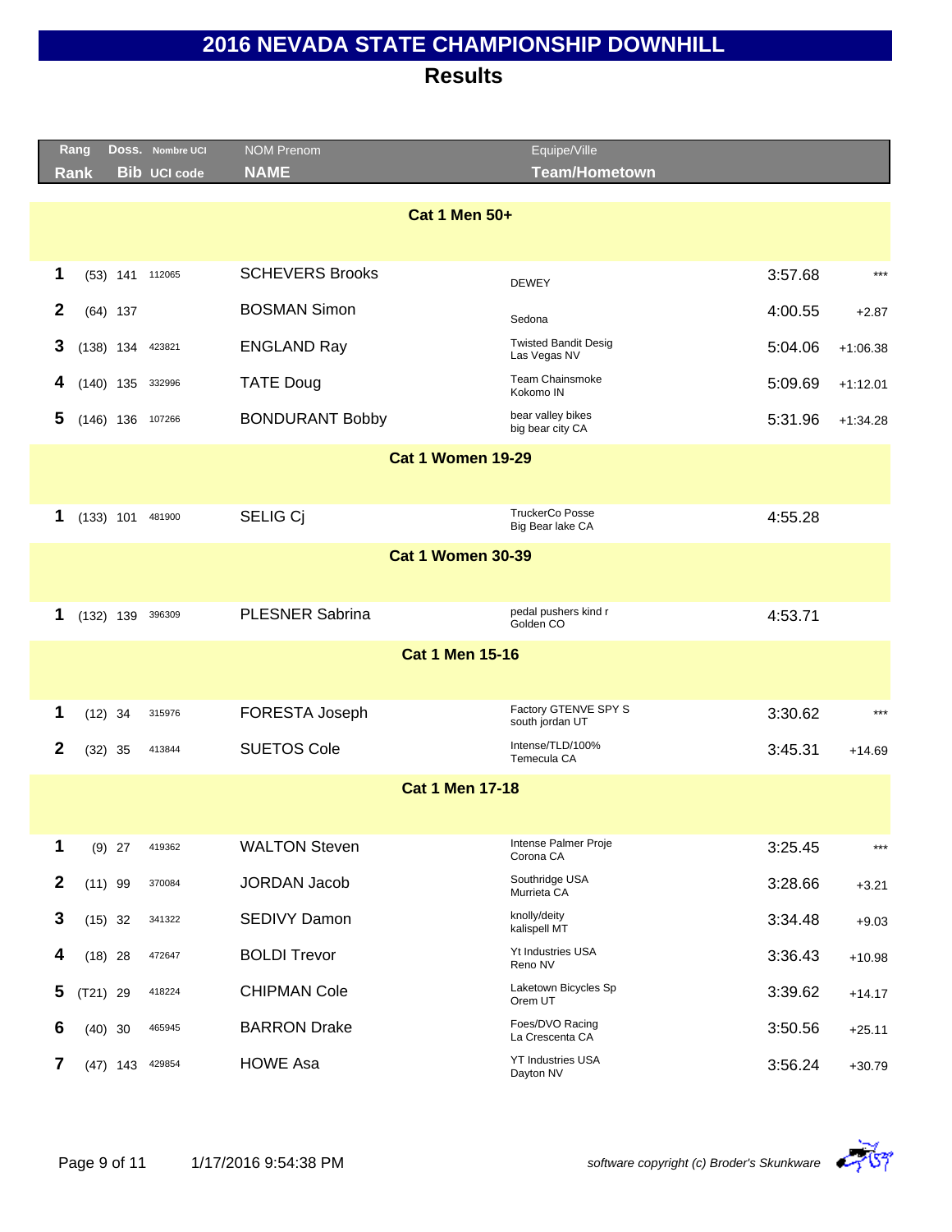# 2016 NEVADA STATE CHAMPIONSHIP DOWNHILL

## Results

| Rang<br>Rank | | Doss.<br>Bib | Nombre UCI<br>UCI code | NOM Prenom<br>NAME | Equipe/Ville<br>Team/Hometown | | |
|---|---|---|---|---|---|---|---|
| **Cat 1 Men 50+** | | | | | | | |
| 1 | (53) | 141 | 112065 | SCHEVERS Brooks | DEWEY | 3:57.68 | *** |
| 2 | (64) | 137 | | BOSMAN Simon | Sedona | 4:00.55 | +2.87 |
| 3 | (138) | 134 | 423821 | ENGLAND Ray | Twisted Bandit Desig<br>Las Vegas NV | 5:04.06 | +1:06.38 |
| 4 | (140) | 135 | 332996 | TATE Doug | Team Chainsmoke<br>Kokomo IN | 5:09.69 | +1:12.01 |
| 5 | (146) | 136 | 107266 | BONDURANT Bobby | bear valley bikes<br>big bear city CA | 5:31.96 | +1:34.28 |
| **Cat 1 Women 19-29** | | | | | | | |
| 1 | (133) | 101 | 481900 | SELIG Cj | TruckerCo Posse<br>Big Bear lake CA | 4:55.28 | |
| **Cat 1 Women 30-39** | | | | | | | |
| 1 | (132) | 139 | 396309 | PLESNER Sabrina | pedal pushers kind r<br>Golden CO | 4:53.71 | |
| **Cat 1 Men 15-16** | | | | | | | |
| 1 | (12) | 34 | 315976 | FORESTA Joseph | Factory GTENVE SPY S<br>south jordan UT | 3:30.62 | *** |
| 2 | (32) | 35 | 413844 | SUETOS Cole | Intense/TLD/100%<br>Temecula CA | 3:45.31 | +14.69 |
| **Cat 1 Men 17-18** | | | | | | | |
| 1 | (9) | 27 | 419362 | WALTON Steven | Intense Palmer Proje<br>Corona CA | 3:25.45 | *** |
| 2 | (11) | 99 | 370084 | JORDAN Jacob | Southridge USA<br>Murrieta CA | 3:28.66 | +3.21 |
| 3 | (15) | 32 | 341322 | SEDIVY Damon | knolly/deity<br>kalispell MT | 3:34.48 | +9.03 |
| 4 | (18) | 28 | 472647 | BOLDI Trevor | Yt Industries USA<br>Reno NV | 3:36.43 | +10.98 |
| 5 | (T21) | 29 | 418224 | CHIPMAN Cole | Laketown Bicycles Sp<br>Orem UT | 3:39.62 | +14.17 |
| 6 | (40) | 30 | 465945 | BARRON Drake | Foes/DVO Racing<br>La Crescenta CA | 3:50.56 | +25.11 |
| 7 | (47) | 143 | 429854 | HOWE Asa | YT Industries USA<br>Dayton NV | 3:56.24 | +30.79 |

1/17/2016 9:54:38 PM

*software copyright (c) Broder's Skunkware*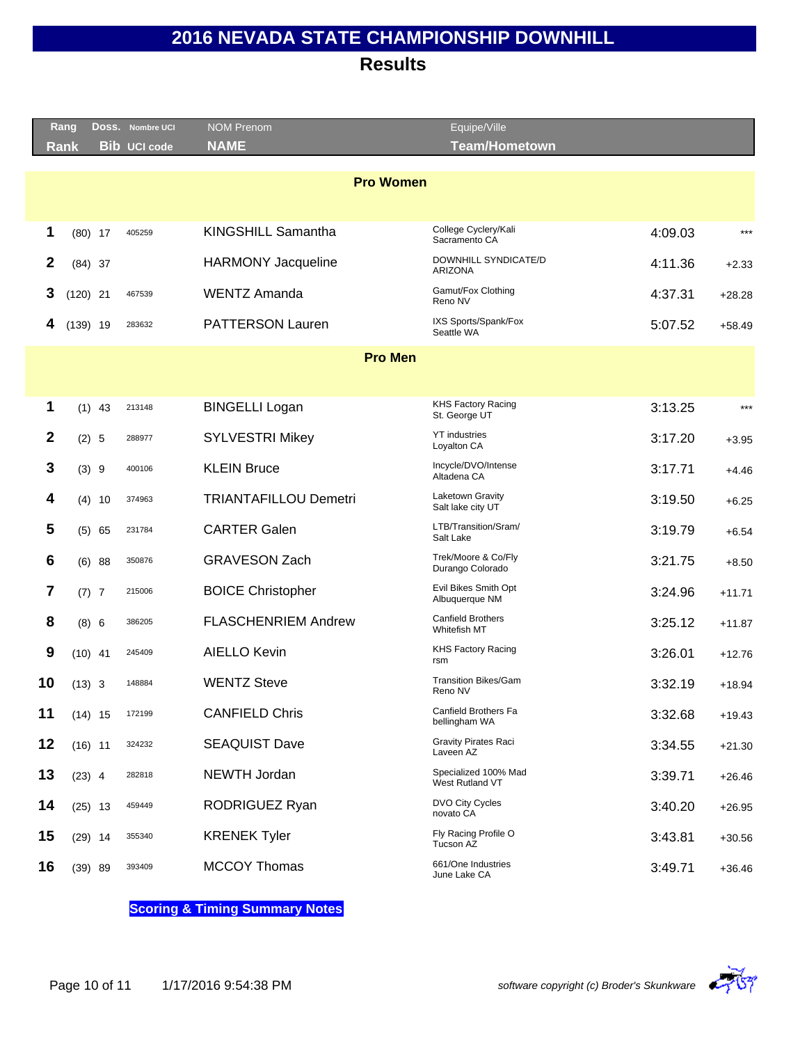# 2016 NEVADA STATE CHAMPIONSHIP DOWNHILL

## Results

| Rang / Rank | | Doss. / Bib | Nombre UCI / UCI code | NOM Prenom / NAME | Equipe/Ville / Team/Hometown | | |
|---|---|---|---|---|---|---|---|
| | | | | **Pro Women** | | | |
| 1 | (80) | 17 | 405259 | KINGSHILL Samantha | College Cyclery/Kali Sacramento CA | 4:09.03 | *** |
| 2 | (84) | 37 | | HARMONY Jacqueline | DOWNHILL SYNDICATE/D ARIZONA | 4:11.36 | +2.33 |
| 3 | (120) | 21 | 467539 | WENTZ Amanda | Gamut/Fox Clothing Reno NV | 4:37.31 | +28.28 |
| 4 | (139) | 19 | 283632 | PATTERSON Lauren | IXS Sports/Spank/Fox Seattle WA | 5:07.52 | +58.49 |
| | | | | **Pro Men** | | | |
| 1 | (1) | 43 | 213148 | BINGELLI Logan | KHS Factory Racing St. George UT | 3:13.25 | *** |
| 2 | (2) | 5 | 288977 | SYLVESTRI Mikey | YT industries Loyalton CA | 3:17.20 | +3.95 |
| 3 | (3) | 9 | 400106 | KLEIN Bruce | Incycle/DVO/Intense Altadena CA | 3:17.71 | +4.46 |
| 4 | (4) | 10 | 374963 | TRIANTAFILLOU Demetri | Laketown Gravity Salt lake city UT | 3:19.50 | +6.25 |
| 5 | (5) | 65 | 231784 | CARTER Galen | LTB/Transition/Sram/ Salt Lake | 3:19.79 | +6.54 |
| 6 | (6) | 88 | 350876 | GRAVESON Zach | Trek/Moore & Co/Fly Durango Colorado | 3:21.75 | +8.50 |
| 7 | (7) | 7 | 215006 | BOICE Christopher | Evil Bikes Smith Opt Albuquerque NM | 3:24.96 | +11.71 |
| 8 | (8) | 6 | 386205 | FLASCHENRIEM Andrew | Canfield Brothers Whitefish MT | 3:25.12 | +11.87 |
| 9 | (10) | 41 | 245409 | AIELLO Kevin | KHS Factory Racing rsm | 3:26.01 | +12.76 |
| 10 | (13) | 3 | 148884 | WENTZ Steve | Transition Bikes/Gam Reno NV | 3:32.19 | +18.94 |
| 11 | (14) | 15 | 172199 | CANFIELD Chris | Canfield Brothers Fa bellingham WA | 3:32.68 | +19.43 |
| 12 | (16) | 11 | 324232 | SEAQUIST Dave | Gravity Pirates Raci Laveen AZ | 3:34.55 | +21.30 |
| 13 | (23) | 4 | 282818 | NEWTH Jordan | Specialized 100% Mad West Rutland VT | 3:39.71 | +26.46 |
| 14 | (25) | 13 | 459449 | RODRIGUEZ Ryan | DVO City Cycles novato CA | 3:40.20 | +26.95 |
| 15 | (29) | 14 | 355340 | KRENEK Tyler | Fly Racing Profile O Tucson AZ | 3:43.81 | +30.56 |
| 16 | (39) | 89 | 393409 | MCCOY Thomas | 661/One Industries June Lake CA | 3:49.71 | +36.46 |

**Scoring & Timing Summary Notes**

1/17/2016 9:54:38 PM

*software copyright (c) Broder's Skunkware*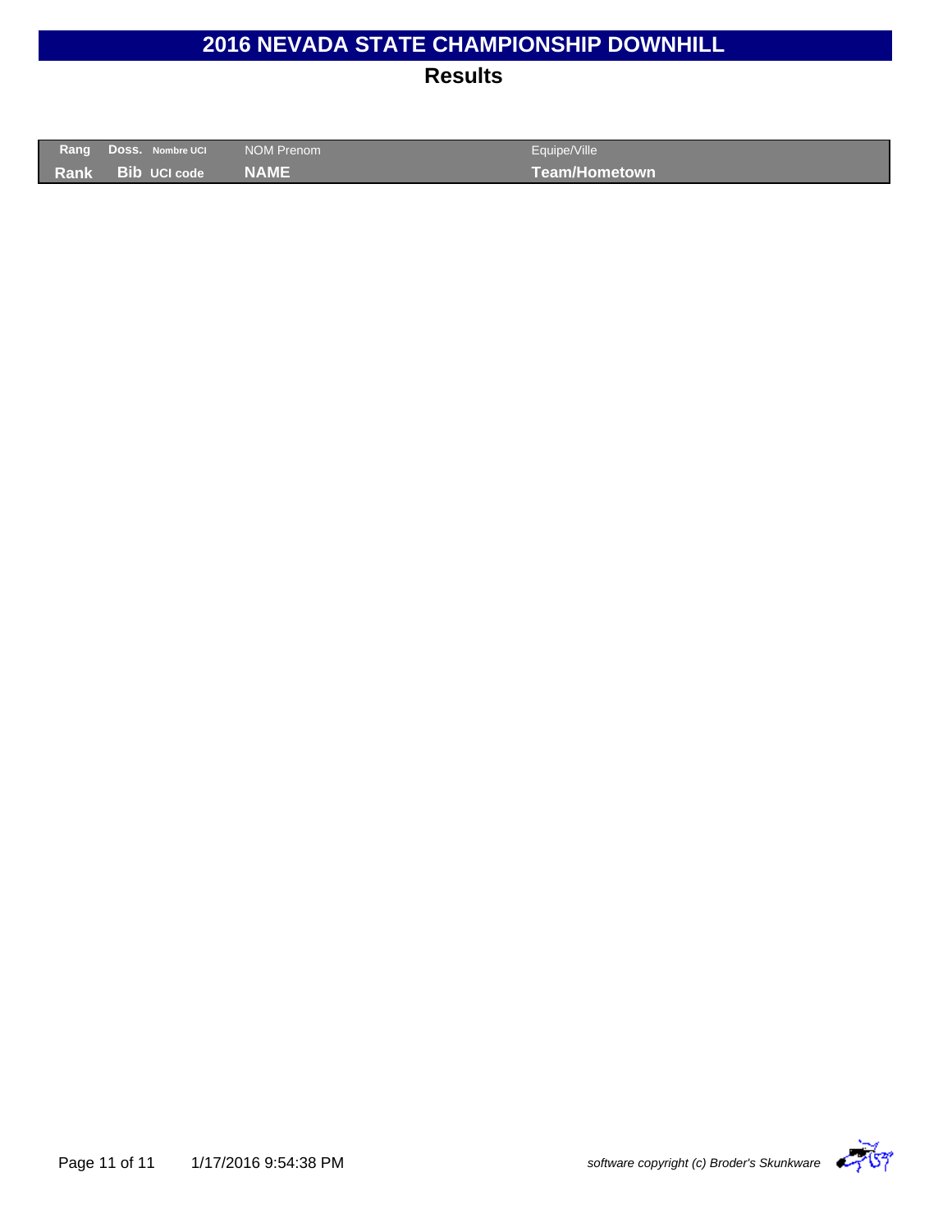# 2016 NEVADA STATE CHAMPIONSHIP DOWNHILL

## Results

| Rang / Rank | Doss. / Bib | Nombre UCI / UCI code | NOM Prenom / NAME | Equipe/Ville / Team/Hometown |
|---|---|---|---|---|